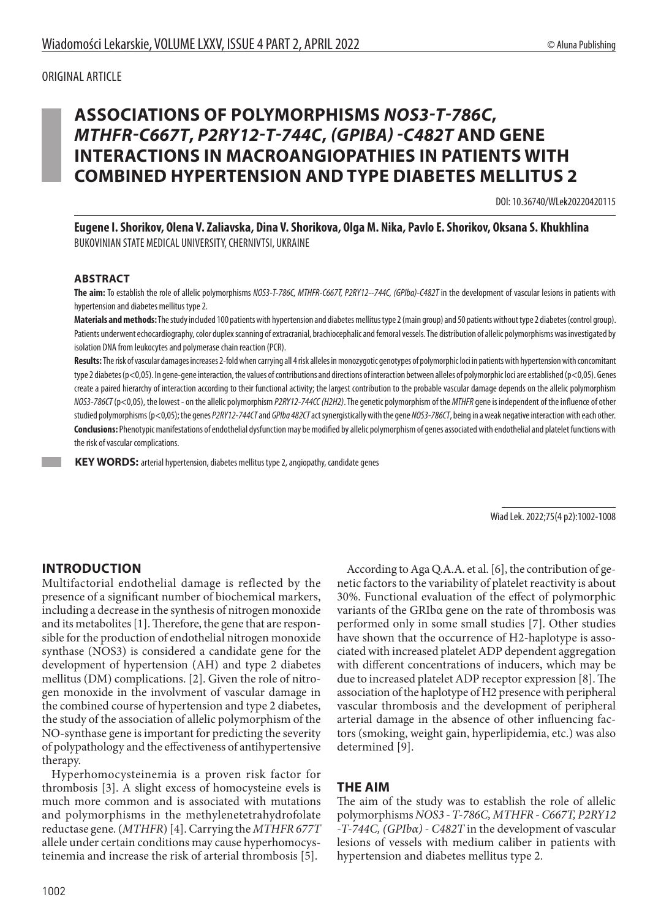ORIGINAL ARTICLE

# ASSOCIATIONS OF POLYMORPHISMS *NOS3-T-786C*, *MTHFR-C667T*, *P2RY12-T-744C*, *(GPIBA) -C482T* AND GENE INTERACTIONS IN MACROANGIOPATHIES IN PATIENTS WITH COMBINED HYPERTENSION AND TYPE DIABETES MELLITUS 2

DOI: 10.36740/WLek20220420115

**Eugene I. Shorikov, Olena V. Zaliavska, Dina V. Shorikova, Olga M. Nika, Pavlo E. Shorikov, Oksana S. Khukhlina**
BUKOVINIAN STATE MEDICAL UNIVERSITY, CHERNIVTSI, UKRAINE

## ABSTRACT

**The aim:** To establish the role of allelic polymorphisms *NOS3-T-786C, MTHFR-C667T, P2RY12--744C, (GPIba)-C482T* in the development of vascular lesions in patients with hypertension and diabetes mellitus type 2.

**Materials and methods:** The study included 100 patients with hypertension and diabetes mellitus type 2 (main group) and 50 patients without type 2 diabetes (control group). Patients underwent echocardiography, color duplex scanning of extracranial, brachiocephalic and femoral vessels. The distribution of allelic polymorphisms was investigated by isolation DNA from leukocytes and polymerase chain reaction (PCR).

**Results:** The risk of vascular damages increases 2-fold when carrying all 4 risk alleles in monozygotic genotypes of polymorphic loci in patients with hypertension with concomitant type 2 diabetes ($p<0,05$). In gene-gene interaction, the values of contributions and directions of interaction between alleles of polymorphic loci are established ($p<0,05$). Genes create a paired hierarchy of interaction according to their functional activity; the largest contribution to the probable vascular damage depends on the allelic polymorphism *NOS3-786CT* ($p<0,05$), the lowest - on the allelic polymorphism *P2RY12-744CC (H2H2)*. The genetic polymorphism of the *MTHFR* gene is independent of the influence of other studied polymorphisms ($p<0,05$); the genes *P2RY12-744CT* and *GPIba 482CT* act synergistically with the gene *NOS3-786CT*, being in a weak negative interaction with each other.

**Conclusions:** Phenotypic manifestations of endothelial dysfunction may be modified by allelic polymorphism of genes associated with endothelial and platelet functions with the risk of vascular complications.

**KEY WORDS:** arterial hypertension, diabetes mellitus type 2, angiopathy, candidate genes

Wiad Lek. 2022;75(4 p2):1002-1008

## INTRODUCTION

Multifactorial endothelial damage is reflected by the presence of a significant number of biochemical markers, including a decrease in the synthesis of nitrogen monoxide and its metabolites [1]. Therefore, the gene that are responsible for the production of endothelial nitrogen monoxide synthase (NOS3) is considered a candidate gene for the development of hypertension (AH) and type 2 diabetes mellitus (DM) complications. [2]. Given the role of nitrogen monoxide in the involvment of vascular damage in the combined course of hypertension and type 2 diabetes, the study of the association of allelic polymorphism of the NO-synthase gene is important for predicting the severity of polypathology and the effectiveness of antihypertensive therapy.

Hyperhomocysteinemia is a proven risk factor for thrombosis [3]. A slight excess of homocysteine evels is much more common and is associated with mutations and polymorphisms in the methylenetetrahydrofolate reductase gene. (*MTHFR*) [4]. Carrying the *MTHFR 677T* allele under certain conditions may cause hyperhomocysteinemia and increase the risk of arterial thrombosis [5].

According to Aga Q.A.A. et al. [6], the contribution of genetic factors to the variability of platelet reactivity is about 30%. Functional evaluation of the effect of polymorphic variants of the GRIbα gene on the rate of thrombosis was performed only in some small studies [7]. Other studies have shown that the occurrence of H2-haplotype is associated with increased platelet ADP dependent aggregation with different concentrations of inducers, which may be due to increased platelet ADP receptor expression [8]. The association of the haplotype of H2 presence with peripheral vascular thrombosis and the development of peripheral arterial damage in the absence of other influencing factors (smoking, weight gain, hyperlipidemia, etc.) was also determined [9].

## THE AIM

The aim of the study was to establish the role of allelic polymorphisms *NOS3 - T-786C, MTHFR - C667T, P2RY12 -T-744C, (GPIbα) - C482T* in the development of vascular lesions of vessels with medium caliber in patients with hypertension and diabetes mellitus type 2.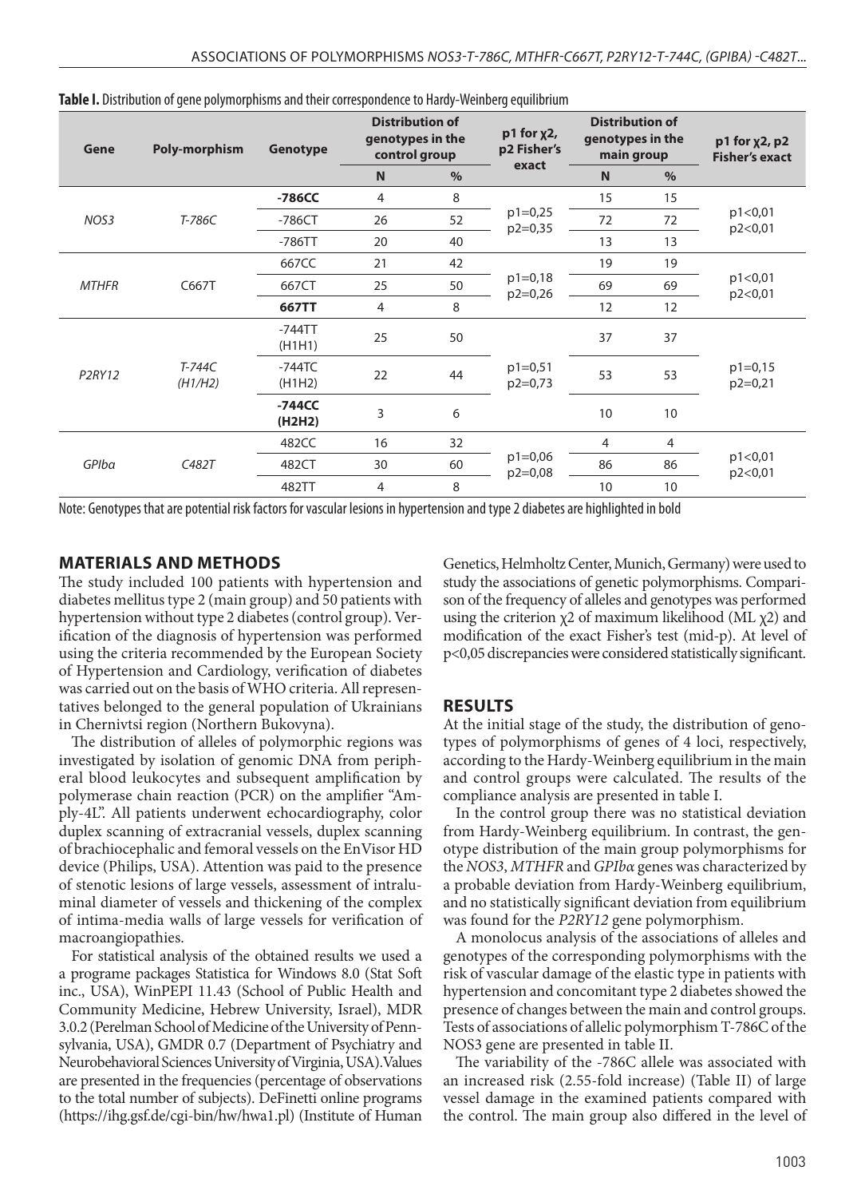**Table I.** Distribution of gene polymorphisms and their correspondence to Hardy-Weinberg equilibrium

| Gene | Poly-morphism | Genotype | Distribution of genotypes in the control group | | p1 for $\chi 2$, p2 Fisher's exact | Distribution of genotypes in the main group | | p1 for $\chi 2$, p2 Fisher's exact |
|---|---|---|---|---|---|---|---|---|
| | | | N | % | | N | % | |
| *NOS3* | *T-786C* | **-786CC** | 4 | 8 | p1=0,25 p2=0,35 | 15 | 15 | p1<0,01 p2<0,01 |
| | | -786CT | 26 | 52 | | 72 | 72 | |
| | | -786TT | 20 | 40 | | 13 | 13 | |
| *MTHFR* | C667T | 667CC | 21 | 42 | p1=0,18 p2=0,26 | 19 | 19 | p1<0,01 p2<0,01 |
| | | 667CT | 25 | 50 | | 69 | 69 | |
| | | **667TT** | 4 | 8 | | 12 | 12 | |
| *P2RY12* | *T-744C (H1/H2)* | -744TT (H1H1) | 25 | 50 | p1=0,51 p2=0,73 | 37 | 37 | p1=0,15 p2=0,21 |
| | | -744TC (H1H2) | 22 | 44 | | 53 | 53 | |
| | | **-744CC (H2H2)** | 3 | 6 | | 10 | 10 | |
| *GPIbα* | *C482T* | 482CC | 16 | 32 | p1=0,06 p2=0,08 | 4 | 4 | p1<0,01 p2<0,01 |
| | | 482CT | 30 | 60 | | 86 | 86 | |
| | | 482TT | 4 | 8 | | 10 | 10 | |

Note: Genotypes that are potential risk factors for vascular lesions in hypertension and type 2 diabetes are highlighted in bold

## MATERIALS AND METHODS

The study included 100 patients with hypertension and diabetes mellitus type 2 (main group) and 50 patients with hypertension without type 2 diabetes (control group). Verification of the diagnosis of hypertension was performed using the criteria recommended by the European Society of Hypertension and Cardiology, verification of diabetes was carried out on the basis of WHO criteria. All representatives belonged to the general population of Ukrainians in Chernivtsi region (Northern Bukovyna).

The distribution of alleles of polymorphic regions was investigated by isolation of genomic DNA from peripheral blood leukocytes and subsequent amplification by polymerase chain reaction (PCR) on the amplifier "Amply-4L". All patients underwent echocardiography, color duplex scanning of extracranial vessels, duplex scanning of brachiocephalic and femoral vessels on the EnVisor HD device (Philips, USA). Attention was paid to the presence of stenotic lesions of large vessels, assessment of intraluminal diameter of vessels and thickening of the complex of intima-media walls of large vessels for verification of macroangiopathies.

For statistical analysis of the obtained results we used a programe packages Statistica for Windows 8.0 (Stat Soft inc., USA), WinPEPI 11.43 (School of Public Health and Community Medicine, Hebrew University, Israel), MDR 3.0.2 (Perelman School of Medicine of the University of Pennsylvania, USA), GMDR 0.7 (Department of Psychiatry and Neurobehavioral Sciences University of Virginia, USA). Values are presented in the frequencies (percentage of observations to the total number of subjects). DeFinetti online programs (https://ihg.gsf.de/cgi-bin/hw/hwa1.pl) (Institute of Human Genetics, Helmholtz Center, Munich, Germany) were used to study the associations of genetic polymorphisms. Comparison of the frequency of alleles and genotypes was performed using the criterion $\chi 2$ of maximum likelihood (ML $\chi 2$) and modification of the exact Fisher's test (mid-p). At level of $p<0{,}05$ discrepancies were considered statistically significant.

## RESULTS

At the initial stage of the study, the distribution of genotypes of polymorphisms of genes of 4 loci, respectively, according to the Hardy-Weinberg equilibrium in the main and control groups were calculated. The results of the compliance analysis are presented in table I.

In the control group there was no statistical deviation from Hardy-Weinberg equilibrium. In contrast, the genotype distribution of the main group polymorphisms for the *NOS3*, *MTHFR* and *GPIbα* genes was characterized by a probable deviation from Hardy-Weinberg equilibrium, and no statistically significant deviation from equilibrium was found for the *P2RY12* gene polymorphism.

A monolocus analysis of the associations of alleles and genotypes of the corresponding polymorphisms with the risk of vascular damage of the elastic type in patients with hypertension and concomitant type 2 diabetes showed the presence of changes between the main and control groups. Tests of associations of allelic polymorphism T-786C of the NOS3 gene are presented in table II.

The variability of the -786C allele was associated with an increased risk (2.55-fold increase) (Table II) of large vessel damage in the examined patients compared with the control. The main group also differed in the level of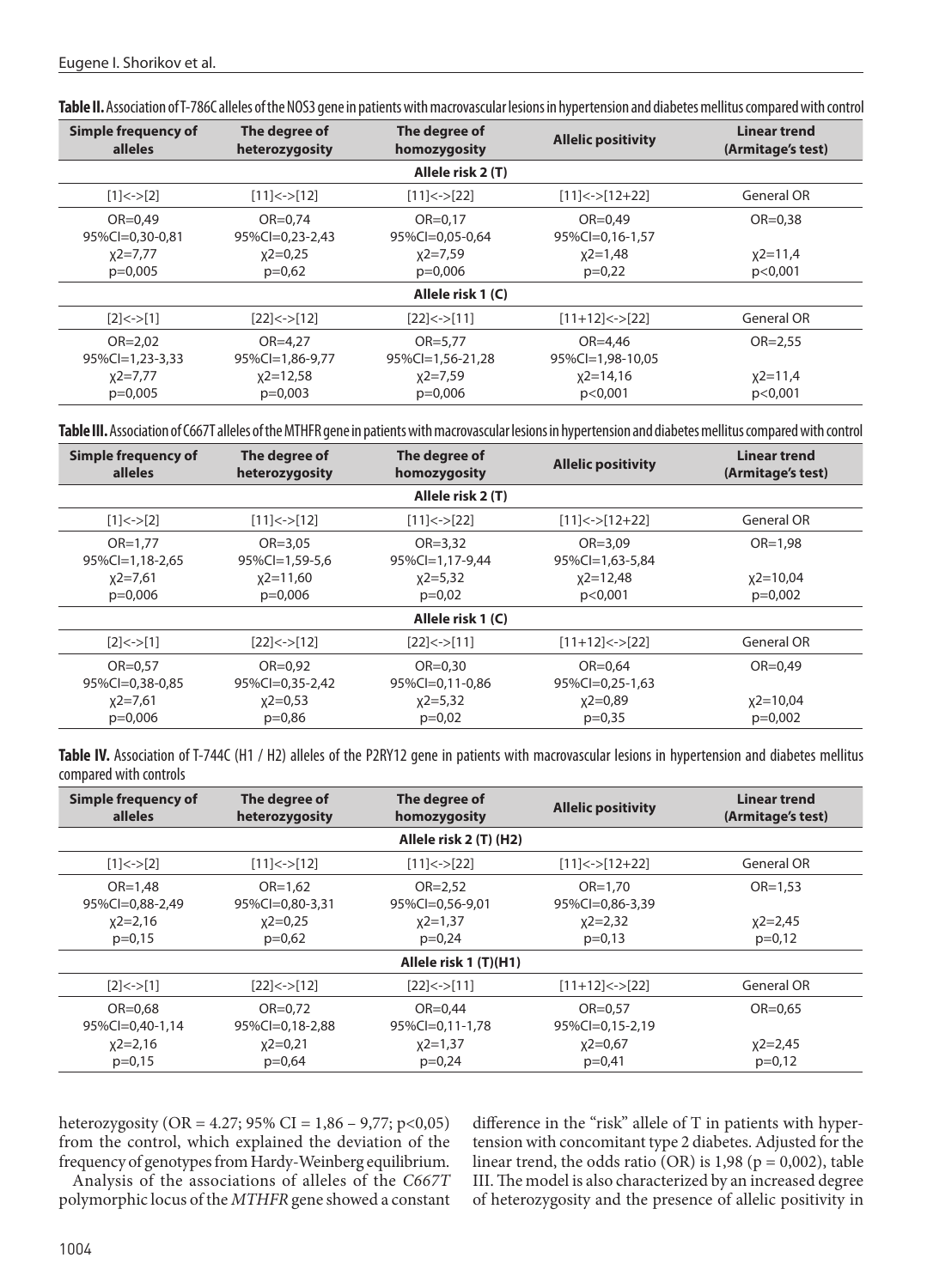**Table II.** Association of T-786C alleles of the NOS3 gene in patients with macrovascular lesions in hypertension and diabetes mellitus compared with control

| Simple frequency of alleles | The degree of heterozygosity | The degree of homozygosity | Allelic positivity | Linear trend (Armitage's test) |
|---|---|---|---|---|
| | | **Allele risk 2 (T)** | | |
| [1]<->[2] | [11]<->[12] | [11]<->[22] | [11]<->[12+22] | General OR |
| OR=0,49<br>95%CI=0,30-0,81<br>$\chi 2$=7,77<br>p=0,005 | OR=0,74<br>95%CI=0,23-2,43<br>$\chi 2$=0,25<br>p=0,62 | OR=0,17<br>95%CI=0,05-0,64<br>$\chi 2$=7,59<br>p=0,006 | OR=0,49<br>95%CI=0,16-1,57<br>$\chi 2$=1,48<br>p=0,22 | OR=0,38<br><br>$\chi 2$=11,4<br>p<0,001 |
| | | **Allele risk 1 (C)** | | |
| [2]<->[1] | [22]<->[12] | [22]<->[11] | [11+12]<->[22] | General OR |
| OR=2,02<br>95%CI=1,23-3,33<br>$\chi 2$=7,77<br>p=0,005 | OR=4,27<br>95%CI=1,86-9,77<br>$\chi 2$=12,58<br>p=0,003 | OR=5,77<br>95%CI=1,56-21,28<br>$\chi 2$=7,59<br>p=0,006 | OR=4,46<br>95%CI=1,98-10,05<br>$\chi 2$=14,16<br>p<0,001 | OR=2,55<br><br>$\chi 2$=11,4<br>p<0,001 |

**Table III.** Association of C667T alleles of the MTHFR gene in patients with macrovascular lesions in hypertension and diabetes mellitus compared with control

| Simple frequency of alleles | The degree of heterozygosity | The degree of homozygosity | Allelic positivity | Linear trend (Armitage's test) |
|---|---|---|---|---|
| | | **Allele risk 2 (T)** | | |
| [1]<->[2] | [11]<->[12] | [11]<->[22] | [11]<->[12+22] | General OR |
| OR=1,77<br>95%CI=1,18-2,65<br>$\chi 2$=7,61<br>p=0,006 | OR=3,05<br>95%CI=1,59-5,6<br>$\chi 2$=11,60<br>p=0,006 | OR=3,32<br>95%CI=1,17-9,44<br>$\chi 2$=5,32<br>p=0,02 | OR=3,09<br>95%CI=1,63-5,84<br>$\chi 2$=12,48<br>p<0,001 | OR=1,98<br><br>$\chi 2$=10,04<br>p=0,002 |
| | | **Allele risk 1 (C)** | | |
| [2]<->[1] | [22]<->[12] | [22]<->[11] | [11+12]<->[22] | General OR |
| OR=0,57<br>95%CI=0,38-0,85<br>$\chi 2$=7,61<br>p=0,006 | OR=0,92<br>95%CI=0,35-2,42<br>$\chi 2$=0,53<br>p=0,86 | OR=0,30<br>95%CI=0,11-0,86<br>$\chi 2$=5,32<br>p=0,02 | OR=0,64<br>95%CI=0,25-1,63<br>$\chi 2$=0,89<br>p=0,35 | OR=0,49<br><br>$\chi 2$=10,04<br>p=0,002 |

**Table IV.** Association of T-744C (H1 / H2) alleles of the P2RY12 gene in patients with macrovascular lesions in hypertension and diabetes mellitus compared with controls

| Simple frequency of alleles | The degree of heterozygosity | The degree of homozygosity | Allelic positivity | Linear trend (Armitage's test) |
|---|---|---|---|---|
| | | **Allele risk 2 (T) (H2)** | | |
| [1]<->[2] | [11]<->[12] | [11]<->[22] | [11]<->[12+22] | General OR |
| OR=1,48<br>95%CI=0,88-2,49<br>$\chi 2$=2,16<br>p=0,15 | OR=1,62<br>95%CI=0,80-3,31<br>$\chi 2$=0,25<br>p=0,62 | OR=2,52<br>95%CI=0,56-9,01<br>$\chi 2$=1,37<br>p=0,24 | OR=1,70<br>95%CI=0,86-3,39<br>$\chi 2$=2,32<br>p=0,13 | OR=1,53<br><br>$\chi 2$=2,45<br>p=0,12 |
| | | **Allele risk 1 (T)(H1)** | | |
| [2]<->[1] | [22]<->[12] | [22]<->[11] | [11+12]<->[22] | General OR |
| OR=0,68<br>95%CI=0,40-1,14<br>$\chi 2$=2,16<br>p=0,15 | OR=0,72<br>95%CI=0,18-2,88<br>$\chi 2$=0,21<br>p=0,64 | OR=0,44<br>95%CI=0,11-1,78<br>$\chi 2$=1,37<br>p=0,24 | OR=0,57<br>95%CI=0,15-2,19<br>$\chi 2$=0,67<br>p=0,41 | OR=0,65<br><br>$\chi 2$=2,45<br>p=0,12 |

heterozygosity (OR = 4.27; 95% CI = 1,86 – 9,77; p<0,05) from the control, which explained the deviation of the frequency of genotypes from Hardy-Weinberg equilibrium.

Analysis of the associations of alleles of the *C667T* polymorphic locus of the *MTHFR* gene showed a constant difference in the "risk" allele of T in patients with hypertension with concomitant type 2 diabetes. Adjusted for the linear trend, the odds ratio (OR) is 1,98 (p = 0,002), table III. The model is also characterized by an increased degree of heterozygosity and the presence of allelic positivity in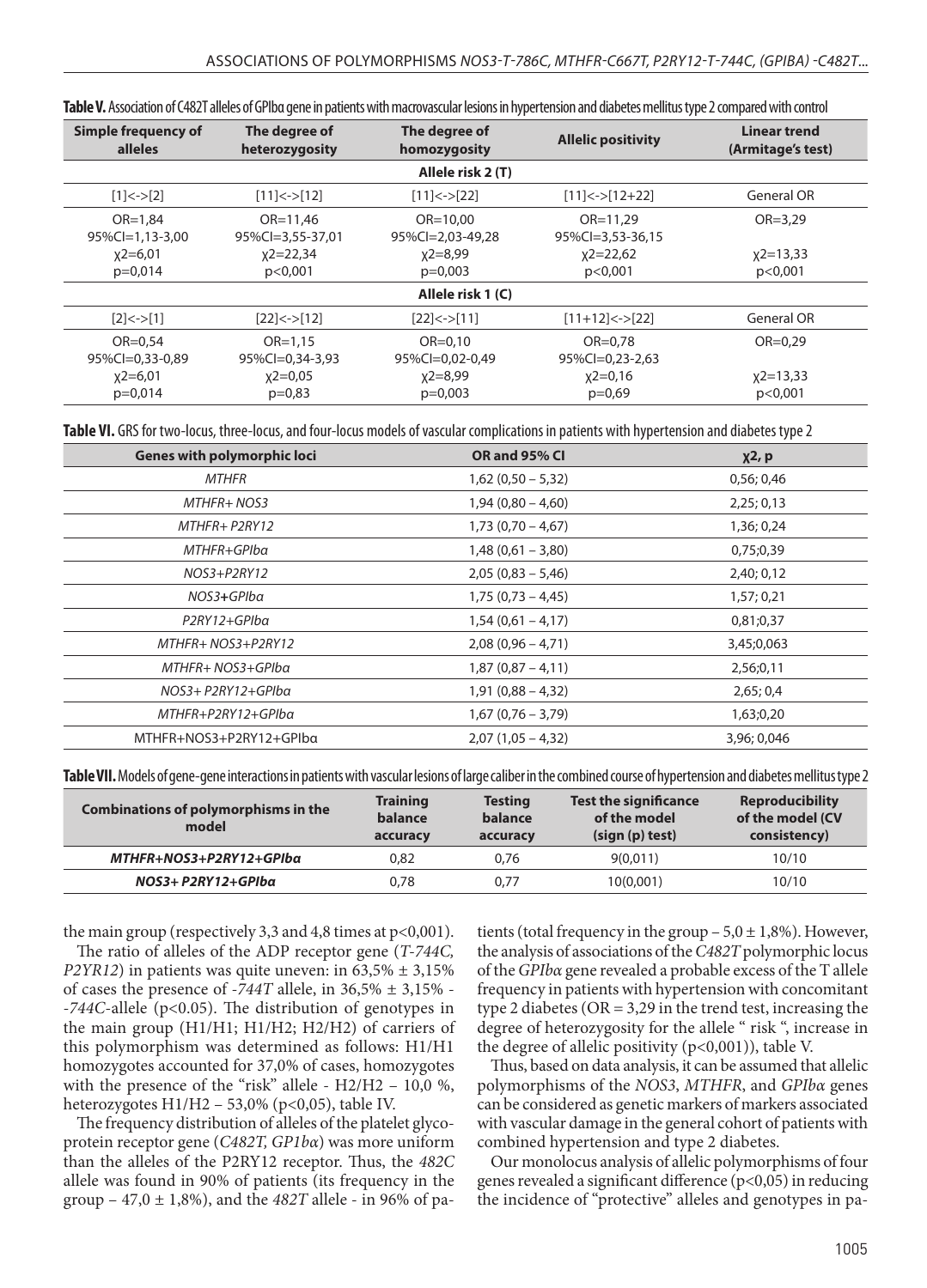**Table V.** Association of C482T alleles of GPIbα gene in patients with macrovascular lesions in hypertension and diabetes mellitus type 2 compared with control

| Simple frequency of alleles | The degree of heterozygosity | The degree of homozygosity | Allelic positivity | Linear trend (Armitage's test) |
|---|---|---|---|---|
| **Allele risk 2 (T)** | | | | |
| [1]<->[2] | [11]<->[12] | [11]<->[22] | [11]<->[12+22] | General OR |
| OR=1,84<br>95%CI=1,13-3,00<br>$\chi 2$=6,01<br>p=0,014 | OR=11,46<br>95%CI=3,55-37,01<br>$\chi 2$=22,34<br>p<0,001 | OR=10,00<br>95%CI=2,03-49,28<br>$\chi 2$=8,99<br>p=0,003 | OR=11,29<br>95%CI=3,53-36,15<br>$\chi 2$=22,62<br>p<0,001 | OR=3,29<br><br>$\chi 2$=13,33<br>p<0,001 |
| **Allele risk 1 (C)** | | | | |
| [2]<->[1] | [22]<->[12] | [22]<->[11] | [11+12]<->[22] | General OR |
| OR=0,54<br>95%CI=0,33-0,89<br>$\chi 2$=6,01<br>p=0,014 | OR=1,15<br>95%CI=0,34-3,93<br>$\chi 2$=0,05<br>p=0,83 | OR=0,10<br>95%CI=0,02-0,49<br>$\chi 2$=8,99<br>p=0,003 | OR=0,78<br>95%CI=0,23-2,63<br>$\chi 2$=0,16<br>p=0,69 | OR=0,29<br><br>$\chi 2$=13,33<br>p<0,001 |

**Table VI.** GRS for two-locus, three-locus, and four-locus models of vascular complications in patients with hypertension and diabetes type 2

| Genes with polymorphic loci | OR and 95% CI | $\chi 2$, p |
|---|---|---|
| *MTHFR* | 1,62 (0,50 – 5,32) | 0,56; 0,46 |
| *MTHFR+ NOS3* | 1,94 (0,80 – 4,60) | 2,25; 0,13 |
| *MTHFR+ P2RY12* | 1,73 (0,70 – 4,67) | 1,36; 0,24 |
| *MTHFR+GPIbα* | 1,48 (0,61 – 3,80) | 0,75;0,39 |
| *NOS3+P2RY12* | 2,05 (0,83 – 5,46) | 2,40; 0,12 |
| *NOS3+GPIbα* | 1,75 (0,73 – 4,45) | 1,57; 0,21 |
| *P2RY12+GPIbα* | 1,54 (0,61 – 4,17) | 0,81;0,37 |
| *MTHFR+ NOS3+P2RY12* | 2,08 (0,96 – 4,71) | 3,45;0,063 |
| *MTHFR+ NOS3+GPIbα* | 1,87 (0,87 – 4,11) | 2,56;0,11 |
| *NOS3+ P2RY12+GPIbα* | 1,91 (0,88 – 4,32) | 2,65; 0,4 |
| *MTHFR+P2RY12+GPIbα* | 1,67 (0,76 – 3,79) | 1,63;0,20 |
| MTHFR+NOS3+P2RY12+GPIbα | 2,07 (1,05 – 4,32) | 3,96; 0,046 |

**Table VII.** Models of gene-gene interactions in patients with vascular lesions of large caliber in the combined course of hypertension and diabetes mellitus type 2

| Combinations of polymorphisms in the model | Training balance accuracy | Testing balance accuracy | Test the significance of the model (sign (p) test) | Reproducibility of the model (CV consistency) |
|---|---|---|---|---|
| ***MTHFR+NOS3+P2RY12+GPIbα*** | 0,82 | 0,76 | 9(0,011) | 10/10 |
| ***NOS3+ P2RY12+GPIbα*** | 0,78 | 0,77 | 10(0,001) | 10/10 |

the main group (respectively 3,3 and 4,8 times at p<0,001).

The ratio of alleles of the ADP receptor gene (*T-744C, P2YR12*) in patients was quite uneven: in 63,5% ± 3,15% of cases the presence of *-744T* allele, in 36,5% ± 3,15% - *-744C*-allele (p<0.05). The distribution of genotypes in the main group (H1/H1; H1/H2; H2/H2) of carriers of this polymorphism was determined as follows: H1/H1 homozygotes accounted for 37,0% of cases, homozygotes with the presence of the "risk" allele - H2/H2 – 10,0 %, heterozygotes H1/H2 – 53,0% (p<0,05), table IV.

The frequency distribution of alleles of the platelet glycoprotein receptor gene (*C482T, GP1bα*) was more uniform than the alleles of the P2RY12 receptor. Thus, the *482C* allele was found in 90% of patients (its frequency in the group – 47,0 ± 1,8%), and the *482T* allele - in 96% of patients (total frequency in the group – 5,0 ± 1,8%). However, the analysis of associations of the *C482T* polymorphic locus of the *GPIbα* gene revealed a probable excess of the T allele frequency in patients with hypertension with concomitant type 2 diabetes (OR = 3,29 in the trend test, increasing the degree of heterozygosity for the allele " risk ", increase in the degree of allelic positivity (p<0,001)), table V.

Thus, based on data analysis, it can be assumed that allelic polymorphisms of the *NOS3*, *MTHFR*, and *GPIbα* genes can be considered as genetic markers of markers associated with vascular damage in the general cohort of patients with combined hypertension and type 2 diabetes.

Our monolocus analysis of allelic polymorphisms of four genes revealed a significant difference (p<0,05) in reducing the incidence of "protective" alleles and genotypes in pa-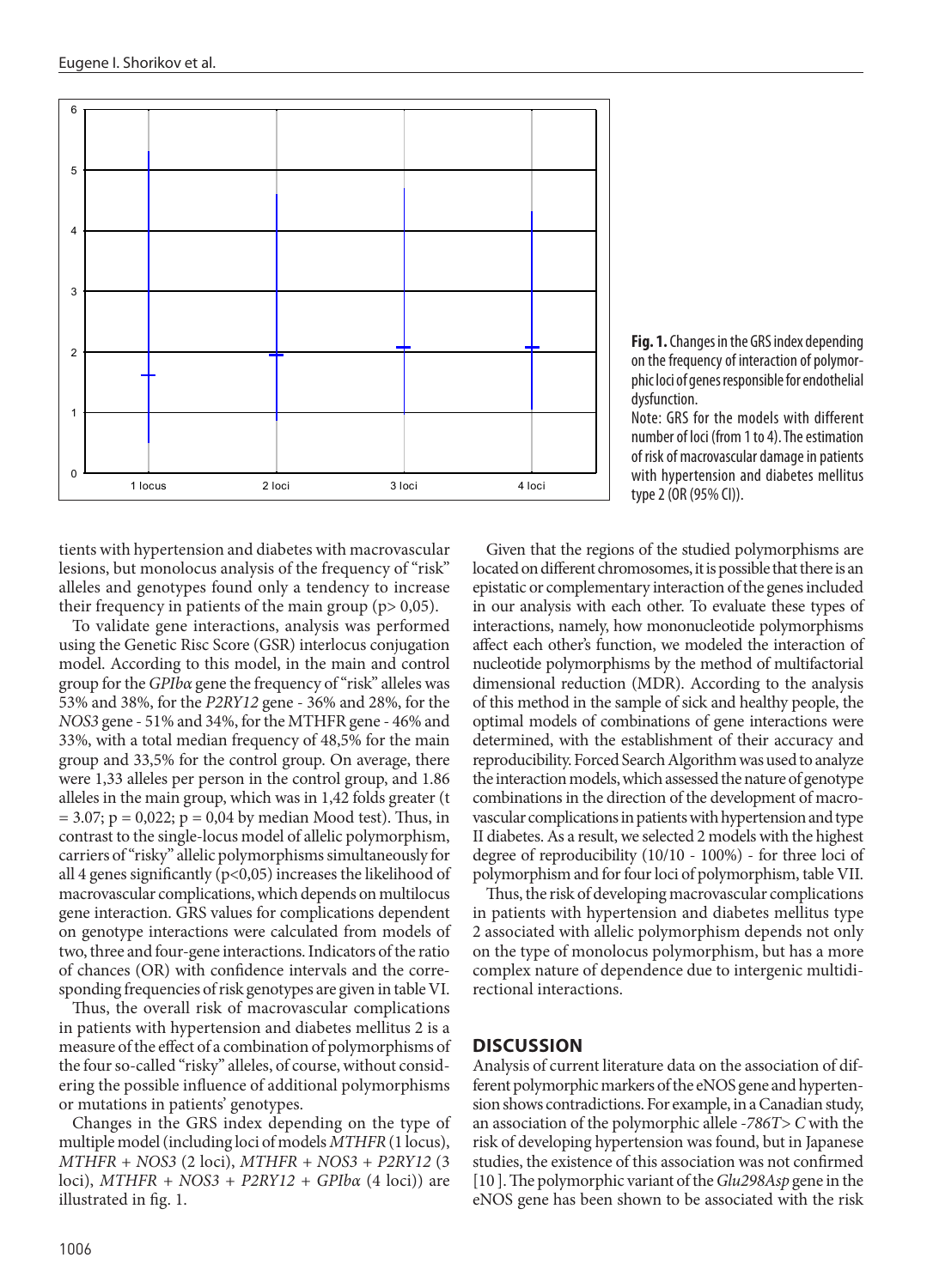**Fig. 1.** Changes in the GRS index depending on the frequency of interaction of polymorphic loci of genes responsible for endothelial dysfunction.

Note: GRS for the models with different number of loci (from 1 to 4). The estimation of risk of macrovascular damage in patients with hypertension and diabetes mellitus type 2 (OR (95% CI)).

tients with hypertension and diabetes with macrovascular lesions, but monolocus analysis of the frequency of "risk" alleles and genotypes found only a tendency to increase their frequency in patients of the main group ($p > 0,05$).

To validate gene interactions, analysis was performed using the Genetic Risc Score (GSR) interlocus conjugation model. According to this model, in the main and control group for the *GPIbα* gene the frequency of "risk" alleles was 53% and 38%, for the *P2RY12* gene - 36% and 28%, for the *NOS3* gene - 51% and 34%, for the MTHFR gene - 46% and 33%, with a total median frequency of 48,5% for the main group and 33,5% for the control group. On average, there were 1,33 alleles per person in the control group, and 1.86 alleles in the main group, which was in 1,42 folds greater ($t = 3.07$; $p = 0,022$; $p = 0,04$ by median Mood test). Thus, in contrast to the single-locus model of allelic polymorphism, carriers of "risky" allelic polymorphisms simultaneously for all 4 genes significantly ($p<0,05$) increases the likelihood of macrovascular complications, which depends on multilocus gene interaction. GRS values for complications dependent on genotype interactions were calculated from models of two, three and four-gene interactions. Indicators of the ratio of chances (OR) with confidence intervals and the corresponding frequencies of risk genotypes are given in table VI.

Thus, the overall risk of macrovascular complications in patients with hypertension and diabetes mellitus 2 is a measure of the effect of a combination of polymorphisms of the four so-called "risky" alleles, of course, without considering the possible influence of additional polymorphisms or mutations in patients' genotypes.

Changes in the GRS index depending on the type of multiple model (including loci of models *MTHFR* (1 locus), *MTHFR + NOS3* (2 loci), *MTHFR + NOS3 + P2RY12* (3 loci), *MTHFR + NOS3 + P2RY12 + GPIbα* (4 loci)) are illustrated in fig. 1.

Given that the regions of the studied polymorphisms are located on different chromosomes, it is possible that there is an epistatic or complementary interaction of the genes included in our analysis with each other. To evaluate these types of interactions, namely, how mononucleotide polymorphisms affect each other's function, we modeled the interaction of nucleotide polymorphisms by the method of multifactorial dimensional reduction (MDR). According to the analysis of this method in the sample of sick and healthy people, the optimal models of combinations of gene interactions were determined, with the establishment of their accuracy and reproducibility. Forced Search Algorithm was used to analyze the interaction models, which assessed the nature of genotype combinations in the direction of the development of macrovascular complications in patients with hypertension and type II diabetes. As a result, we selected 2 models with the highest degree of reproducibility (10/10 - 100%) - for three loci of polymorphism and for four loci of polymorphism, table VII.

Thus, the risk of developing macrovascular complications in patients with hypertension and diabetes mellitus type 2 associated with allelic polymorphism depends not only on the type of monolocus polymorphism, but has a more complex nature of dependence due to intergenic multidirectional interactions.

## DISCUSSION

Analysis of current literature data on the association of different polymorphic markers of the eNOS gene and hypertension shows contradictions. For example, in a Canadian study, an association of the polymorphic allele *-786T> C* with the risk of developing hypertension was found, but in Japanese studies, the existence of this association was not confirmed [10]. The polymorphic variant of the *Glu298Asp* gene in the eNOS gene has been shown to be associated with the risk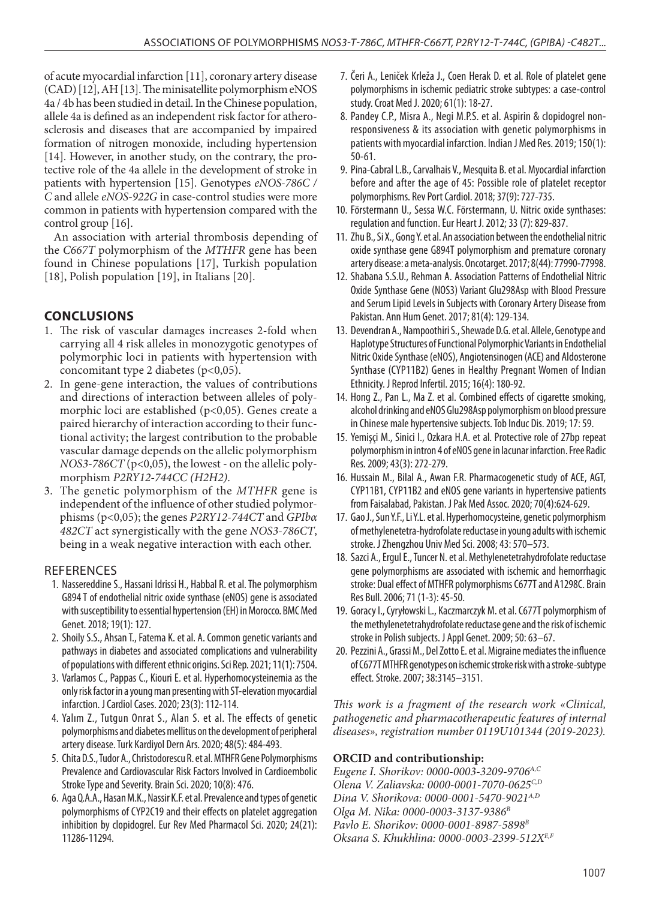of acute myocardial infarction [11], coronary artery disease (CAD) [12], AH [13]. The minisatellite polymorphism eNOS 4a / 4b has been studied in detail. In the Chinese population, allele 4a is defined as an independent risk factor for atherosclerosis and diseases that are accompanied by impaired formation of nitrogen monoxide, including hypertension [14]. However, in another study, on the contrary, the protective role of the 4a allele in the development of stroke in patients with hypertension [15]. Genotypes *eNOS-786C / C* and allele *eNOS-922G* in case-control studies were more common in patients with hypertension compared with the control group [16].

An association with arterial thrombosis depending of the *C667T* polymorphism of the *MTHFR* gene has been found in Chinese populations [17], Turkish population [18], Polish population [19], in Italians [20].

## CONCLUSIONS

1. The risk of vascular damages increases 2-fold when carrying all 4 risk alleles in monozygotic genotypes of polymorphic loci in patients with hypertension with concomitant type 2 diabetes ($p<0{,}05$).
2. In gene-gene interaction, the values of contributions and directions of interaction between alleles of polymorphic loci are established ($p<0{,}05$). Genes create a paired hierarchy of interaction according to their functional activity; the largest contribution to the probable vascular damage depends on the allelic polymorphism *NOS3-786CT* ($p<0{,}05$), the lowest - on the allelic polymorphism *P2RY12-744CC (H2H2)*.
3. The genetic polymorphism of the *MTHFR* gene is independent of the influence of other studied polymorphisms ($p<0{,}05$); the genes *P2RY12-744CT* and *GPIbα 482CT* act synergistically with the gene *NOS3-786CT*, being in a weak negative interaction with each other.

## REFERENCES

1. Nassereddine S., Hassani Idrissi H., Habbal R. et al. The polymorphism G894 T of endothelial nitric oxide synthase (eNOS) gene is associated with susceptibility to essential hypertension (EH) in Morocco. BMC Med Genet. 2018; 19(1): 127.
2. Shoily S.S., Ahsan T., Fatema K. et al. A. Common genetic variants and pathways in diabetes and associated complications and vulnerability of populations with different ethnic origins. Sci Rep. 2021; 11(1): 7504.
3. Varlamos C., Pappas C., Kiouri E. et al. Hyperhomocysteinemia as the only risk factor in a young man presenting with ST-elevation myocardial infarction. J Cardiol Cases. 2020; 23(3): 112-114.
4. Yalım Z., Tutgun Onrat S., Alan S. et al. The effects of genetic polymorphisms and diabetes mellitus on the development of peripheral artery disease. Turk Kardiyol Dern Ars. 2020; 48(5): 484-493.
5. Chita D.S., Tudor A., Christodorescu R. et al. MTHFR Gene Polymorphisms Prevalence and Cardiovascular Risk Factors Involved in Cardioembolic Stroke Type and Severity. Brain Sci. 2020; 10(8): 476.
6. Aga Q.A.A., Hasan M.K., Nassir K.F. et al. Prevalence and types of genetic polymorphisms of CYP2C19 and their effects on platelet aggregation inhibition by clopidogrel. Eur Rev Med Pharmacol Sci. 2020; 24(21): 11286-11294.
7. Čeri A., Leniček Krleža J., Coen Herak D. et al. Role of platelet gene polymorphisms in ischemic pediatric stroke subtypes: a case-control study. Croat Med J. 2020; 61(1): 18-27.
8. Pandey C.P., Misra A., Negi M.P.S. et al. Aspirin & clopidogrel non-responsiveness & its association with genetic polymorphisms in patients with myocardial infarction. Indian J Med Res. 2019; 150(1): 50-61.
9. Pina-Cabral L.B., Carvalhais V., Mesquita B. et al. Myocardial infarction before and after the age of 45: Possible role of platelet receptor polymorphisms. Rev Port Cardiol. 2018; 37(9): 727-735.
10. Förstermann U., Sessa W.C. Förstermann, U. Nitric oxide synthases: regulation and function. Eur Heart J. 2012; 33 (7): 829-837.
11. Zhu B., Si X., Gong Y. et al. An association between the endothelial nitric oxide synthase gene G894T polymorphism and premature coronary artery disease: a meta-analysis. Oncotarget. 2017; 8(44): 77990-77998.
12. Shabana S.S.U., Rehman A. Association Patterns of Endothelial Nitric Oxide Synthase Gene (NOS3) Variant Glu298Asp with Blood Pressure and Serum Lipid Levels in Subjects with Coronary Artery Disease from Pakistan. Ann Hum Genet. 2017; 81(4): 129-134.
13. Devendran A., Nampoothiri S., Shewade D.G. et al. Allele, Genotype and Haplotype Structures of Functional Polymorphic Variants in Endothelial Nitric Oxide Synthase (eNOS), Angiotensinogen (ACE) and Aldosterone Synthase (CYP11B2) Genes in Healthy Pregnant Women of Indian Ethnicity. J Reprod Infertil. 2015; 16(4): 180-92.
14. Hong Z., Pan L., Ma Z. et al. Combined effects of cigarette smoking, alcohol drinking and eNOS Glu298Asp polymorphism on blood pressure in Chinese male hypertensive subjects. Tob Induc Dis. 2019; 17: 59.
15. Yemişçi M., Sinici I., Ozkara H.A. et al. Protective role of 27bp repeat polymorphism in intron 4 of eNOS gene in lacunar infarction. Free Radic Res. 2009; 43(3): 272-279.
16. Hussain M., Bilal A., Awan F.R. Pharmacogenetic study of ACE, AGT, CYP11B1, CYP11B2 and eNOS gene variants in hypertensive patients from Faisalabad, Pakistan. J Pak Med Assoc. 2020; 70(4):624-629.
17. Gao J., Sun Y.F., Li Y.L. et al. Hyperhomocysteine, genetic polymorphism of methylenetetra-hydrofolate reductase in young adults with ischemic stroke. J Zhengzhou Univ Med Sci. 2008; 43: 570–573.
18. Sazci A., Ergul E., Tuncer N. et al. Methylenetetrahydrofolate reductase gene polymorphisms are associated with ischemic and hemorrhagic stroke: Dual effect of MTHFR polymorphisms C677T and A1298C. Brain Res Bull. 2006; 71 (1-3): 45-50.
19. Goracy I., Cyryłowski L., Kaczmarczyk M. et al. C677T polymorphism of the methylenetetrahydrofolate reductase gene and the risk of ischemic stroke in Polish subjects. J Appl Genet. 2009; 50: 63–67.
20. Pezzini A., Grassi M., Del Zotto E. et al. Migraine mediates the influence of C677T MTHFR genotypes on ischemic stroke risk with a stroke-subtype effect. Stroke. 2007; 38:3145–3151.

*This work is a fragment of the research work «Clinical, pathogenetic and pharmacotherapeutic features of internal diseases», registration number 0119U101344 (2019-2023).*

**ORCID and contributionship:**

*Eugene I. Shorikov: 0000-0003-3209-9706[A,C]*
*Olena V. Zaliavska: 0000-0001-7070-0625[C,D]*
*Dina V. Shorikova: 0000-0001-5470-9021[A,D]*
*Olga M. Nika: 0000-0003-3137-9386[B]*
*Pavlo E. Shorikov: 0000-0001-8987-5898[B]*
*Oksana S. Khukhlina: 0000-0003-2399-512X[E,F]*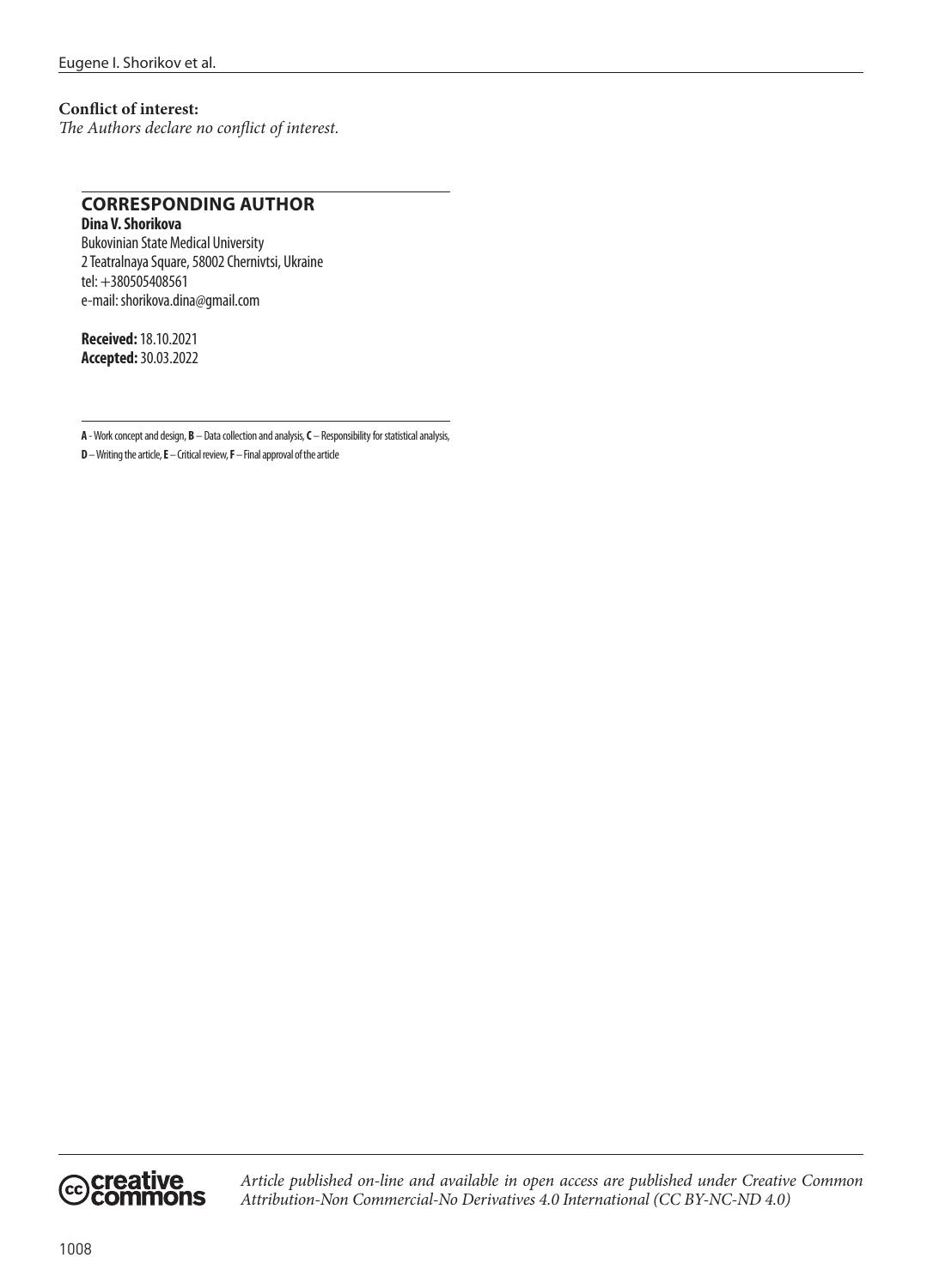**Conflict of interest:**
*The Authors declare no conflict of interest.*

## CORRESPONDING AUTHOR

**Dina V. Shorikova**
Bukovinian State Medical University
2 Teatralnaya Square, 58002 Chernivtsi, Ukraine
tel: +380505408561
e-mail: shorikova.dina@gmail.com

**Received:** 18.10.2021
**Accepted:** 30.03.2022

**A** - Work concept and design, **B** – Data collection and analysis, **C** – Responsibility for statistical analysis,
**D** – Writing the article, **E** – Critical review, **F** – Final approval of the article

*Article published on-line and available in open access are published under Creative Common Attribution-Non Commercial-No Derivatives 4.0 International (CC BY-NC-ND 4.0)*